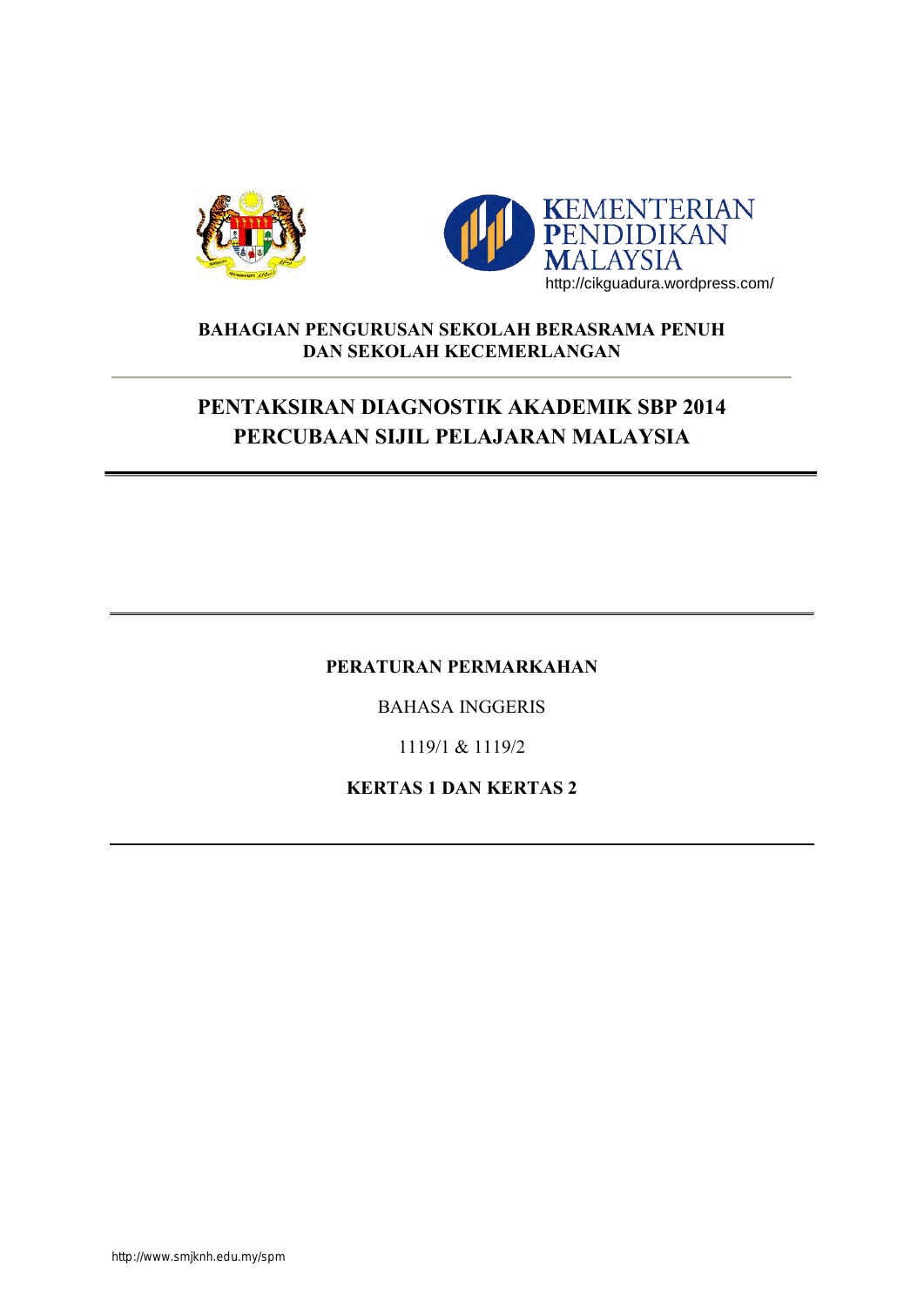KEMENTERIAN PENDIDIKAN MALAYSIA

http://cikguadura.wordpress.com/

**BAHAGIAN PENGURUSAN SEKOLAH BERASRAMA PENUH DAN SEKOLAH KECEMERLANGAN**

# PENTAKSIRAN DIAGNOSTIK AKADEMIK SBP 2014
# PERCUBAAN SIJIL PELAJARAN MALAYSIA

**PERATURAN PERMARKAHAN**

BAHASA INGGERIS

1119/1 & 1119/2

**KERTAS 1 DAN KERTAS 2**

http://www.smjknh.edu.my/spm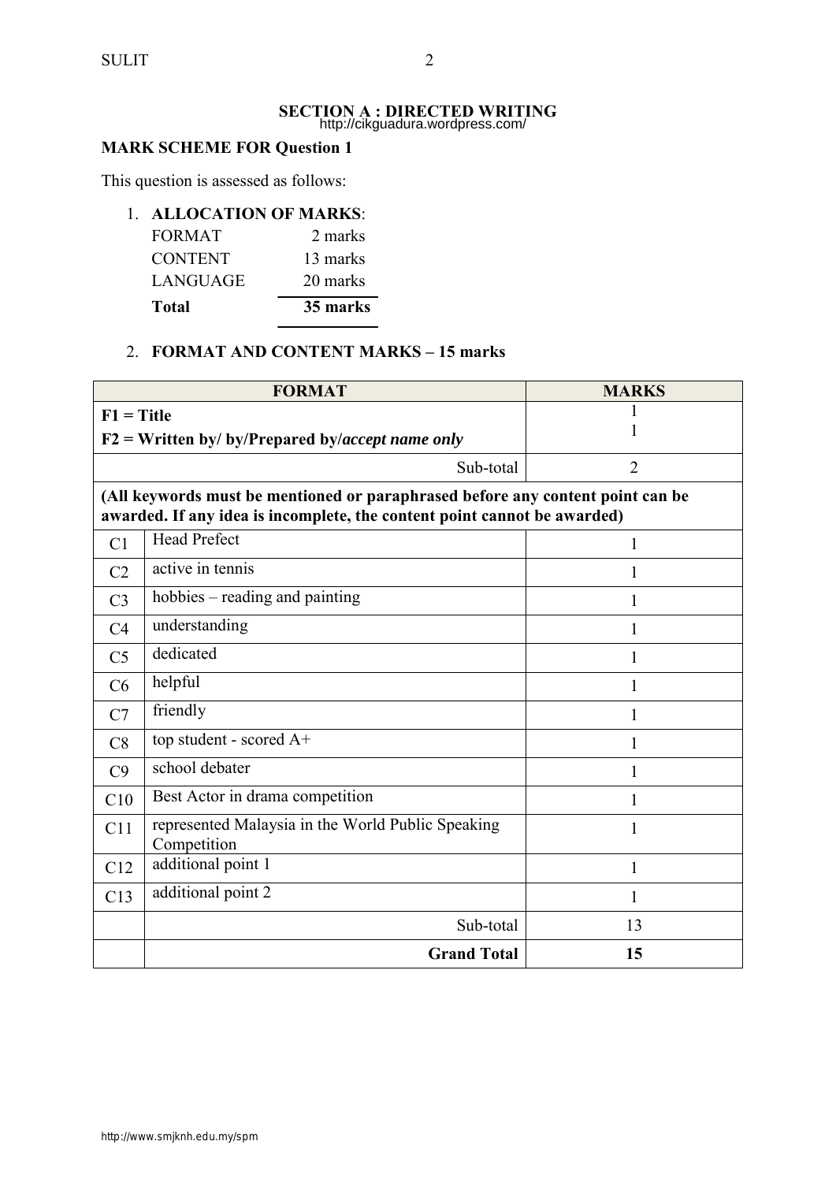## SECTION A : DIRECTED WRITING

http://cikguadura.wordpress.com/

**MARK SCHEME FOR Question 1**

This question is assessed as follows:

1. **ALLOCATION OF MARKS**:

| | |
|---|---|
| FORMAT | 2 marks |
| CONTENT | 13 marks |
| LANGUAGE | 20 marks |
| **Total** | **35 marks** |

2. **FORMAT AND CONTENT MARKS – 15 marks**

| **FORMAT** | | **MARKS** |
|---|---|---|
| **F1 = Title**<br>**F2 = Written by/ by/Prepared by/*accept name only*** | | 1<br>1 |
| | Sub-total | 2 |
| **(All keywords must be mentioned or paraphrased before any content point can be awarded. If any idea is incomplete, the content point cannot be awarded)** | | |
| C1 | Head Prefect | 1 |
| C2 | active in tennis | 1 |
| C3 | hobbies – reading and painting | 1 |
| C4 | understanding | 1 |
| C5 | dedicated | 1 |
| C6 | helpful | 1 |
| C7 | friendly | 1 |
| C8 | top student - scored A+ | 1 |
| C9 | school debater | 1 |
| C10 | Best Actor in drama competition | 1 |
| C11 | represented Malaysia in the World Public Speaking Competition | 1 |
| C12 | additional point 1 | 1 |
| C13 | additional point 2 | 1 |
| | Sub-total | 13 |
| | **Grand Total** | **15** |

http://www.smjknh.edu.my/spm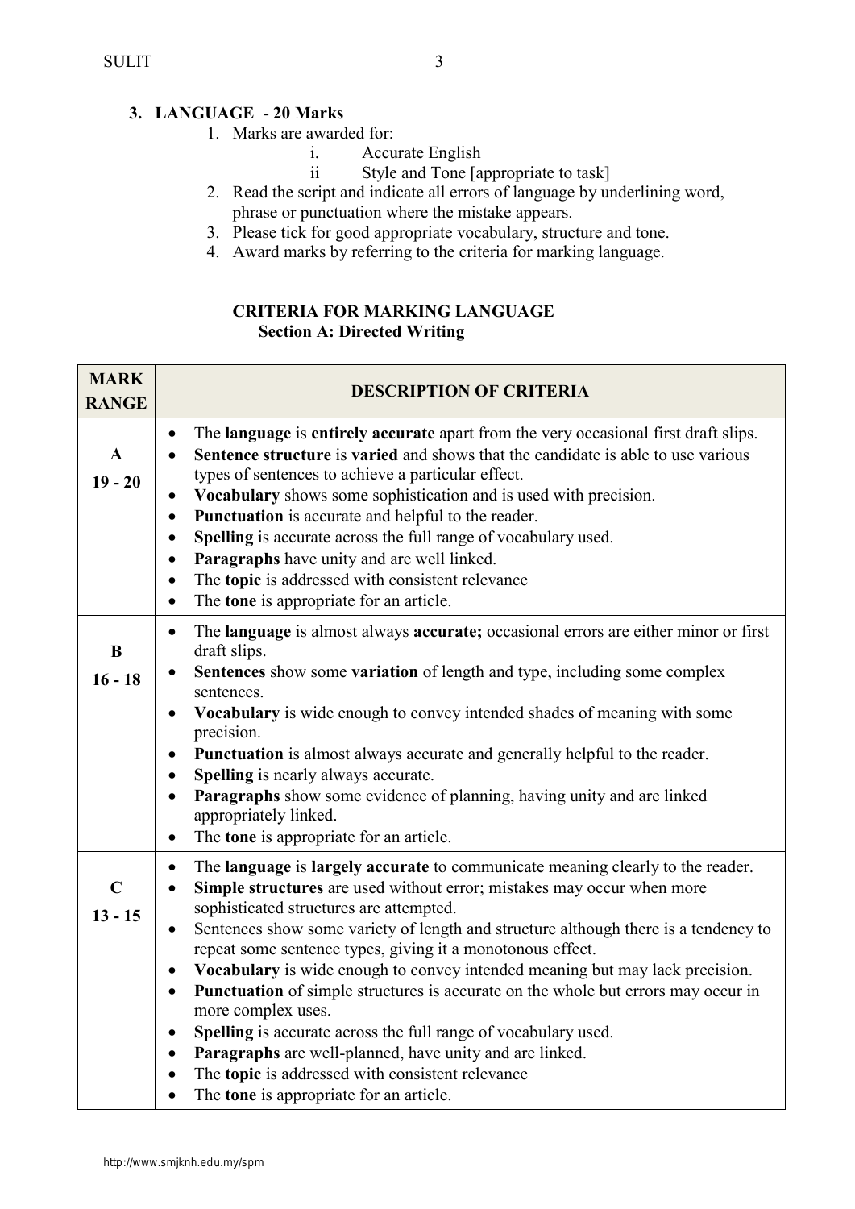## 3. LANGUAGE - 20 Marks

1. Marks are awarded for:
   - i. Accurate English
   - ii Style and Tone [appropriate to task]
2. Read the script and indicate all errors of language by underlining word, phrase or punctuation where the mistake appears.
3. Please tick for good appropriate vocabulary, structure and tone.
4. Award marks by referring to the criteria for marking language.

### CRITERIA FOR MARKING LANGUAGE
**Section A: Directed Writing**

| MARK RANGE | DESCRIPTION OF CRITERIA |
|---|---|
| **A** 19 - 20 | • The **language** is **entirely accurate** apart from the very occasional first draft slips.<br>• **Sentence structure** is **varied** and shows that the candidate is able to use various types of sentences to achieve a particular effect.<br>• **Vocabulary** shows some sophistication and is used with precision.<br>• **Punctuation** is accurate and helpful to the reader.<br>• **Spelling** is accurate across the full range of vocabulary used.<br>• **Paragraphs** have unity and are well linked.<br>• The **topic** is addressed with consistent relevance<br>• The **tone** is appropriate for an article. |
| **B** 16 - 18 | • The **language** is almost always **accurate;** occasional errors are either minor or first draft slips.<br>• **Sentences** show some **variation** of length and type, including some complex sentences.<br>• **Vocabulary** is wide enough to convey intended shades of meaning with some precision.<br>• **Punctuation** is almost always accurate and generally helpful to the reader.<br>• **Spelling** is nearly always accurate.<br>• **Paragraphs** show some evidence of planning, having unity and are linked appropriately linked.<br>• The **tone** is appropriate for an article. |
| **C** 13 - 15 | • The **language** is **largely accurate** to communicate meaning clearly to the reader.<br>• **Simple structures** are used without error; mistakes may occur when more sophisticated structures are attempted.<br>• Sentences show some variety of length and structure although there is a tendency to repeat some sentence types, giving it a monotonous effect.<br>• **Vocabulary** is wide enough to convey intended meaning but may lack precision.<br>• **Punctuation** of simple structures is accurate on the whole but errors may occur in more complex uses.<br>• **Spelling** is accurate across the full range of vocabulary used.<br>• **Paragraphs** are well-planned, have unity and are linked.<br>• The **topic** is addressed with consistent relevance<br>• The **tone** is appropriate for an article. |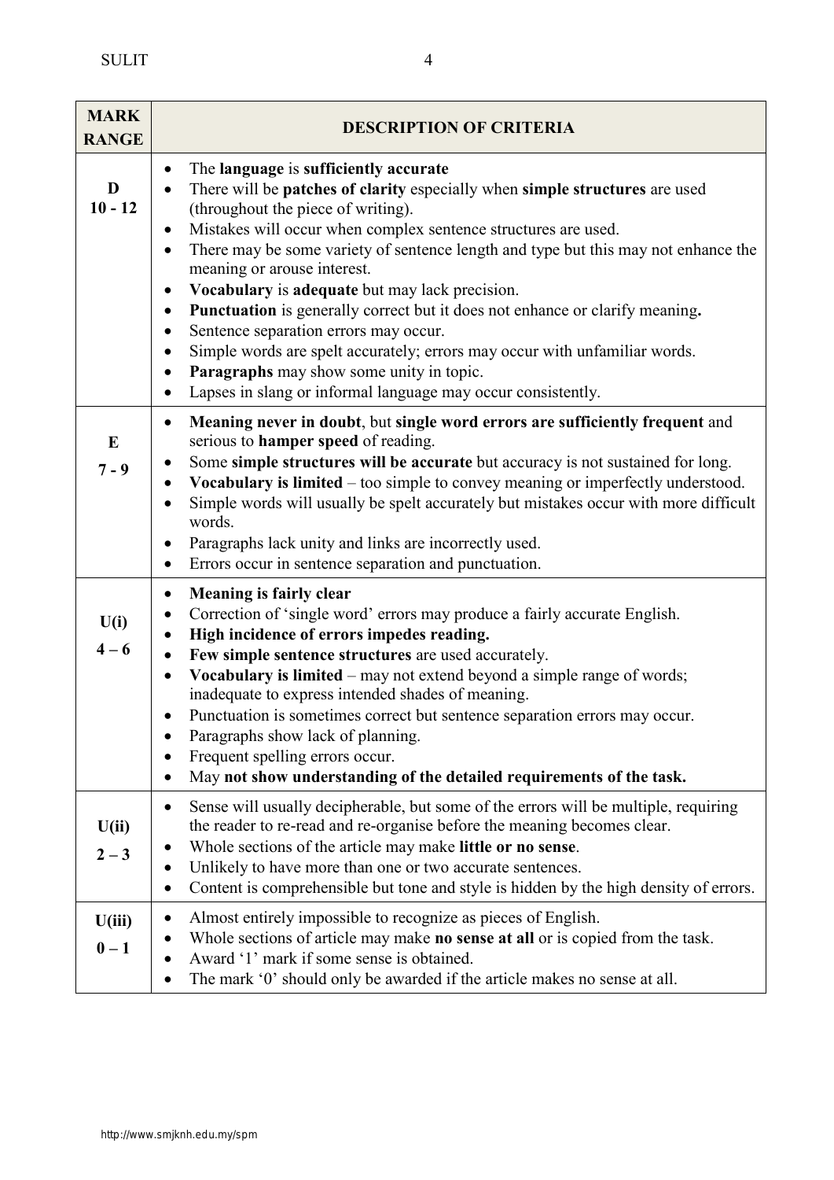| MARK RANGE | DESCRIPTION OF CRITERIA |
|---|---|
| **D**<br>**10 - 12** | • The **language** is **sufficiently accurate**<br>• There will be **patches of clarity** especially when **simple structures** are used (throughout the piece of writing).<br>• Mistakes will occur when complex sentence structures are used.<br>• There may be some variety of sentence length and type but this may not enhance the meaning or arouse interest.<br>• **Vocabulary** is **adequate** but may lack precision.<br>• **Punctuation** is generally correct but it does not enhance or clarify meaning**.**<br>• Sentence separation errors may occur.<br>• Simple words are spelt accurately; errors may occur with unfamiliar words.<br>• **Paragraphs** may show some unity in topic.<br>• Lapses in slang or informal language may occur consistently. |
| **E**<br>**7 - 9** | • **Meaning never in doubt**, but **single word errors are sufficiently frequent** and serious to **hamper speed** of reading.<br>• Some **simple structures will be accurate** but accuracy is not sustained for long.<br>• **Vocabulary is limited** – too simple to convey meaning or imperfectly understood.<br>• Simple words will usually be spelt accurately but mistakes occur with more difficult words.<br>• Paragraphs lack unity and links are incorrectly used.<br>• Errors occur in sentence separation and punctuation. |
| **U(i)**<br>**4 – 6** | • **Meaning is fairly clear**<br>• Correction of 'single word' errors may produce a fairly accurate English.<br>• **High incidence of errors impedes reading.**<br>• **Few simple sentence structures** are used accurately.<br>• **Vocabulary is limited** – may not extend beyond a simple range of words; inadequate to express intended shades of meaning.<br>• Punctuation is sometimes correct but sentence separation errors may occur.<br>• Paragraphs show lack of planning.<br>• Frequent spelling errors occur.<br>• May **not show understanding of the detailed requirements of the task.** |
| **U(ii)**<br>**2 – 3** | • Sense will usually decipherable, but some of the errors will be multiple, requiring the reader to re-read and re-organise before the meaning becomes clear.<br>• Whole sections of the article may make **little or no sense**.<br>• Unlikely to have more than one or two accurate sentences.<br>• Content is comprehensible but tone and style is hidden by the high density of errors. |
| **U(iii)**<br>**0 – 1** | • Almost entirely impossible to recognize as pieces of English.<br>• Whole sections of article may make **no sense at all** or is copied from the task.<br>• Award '1' mark if some sense is obtained.<br>• The mark '0' should only be awarded if the article makes no sense at all. |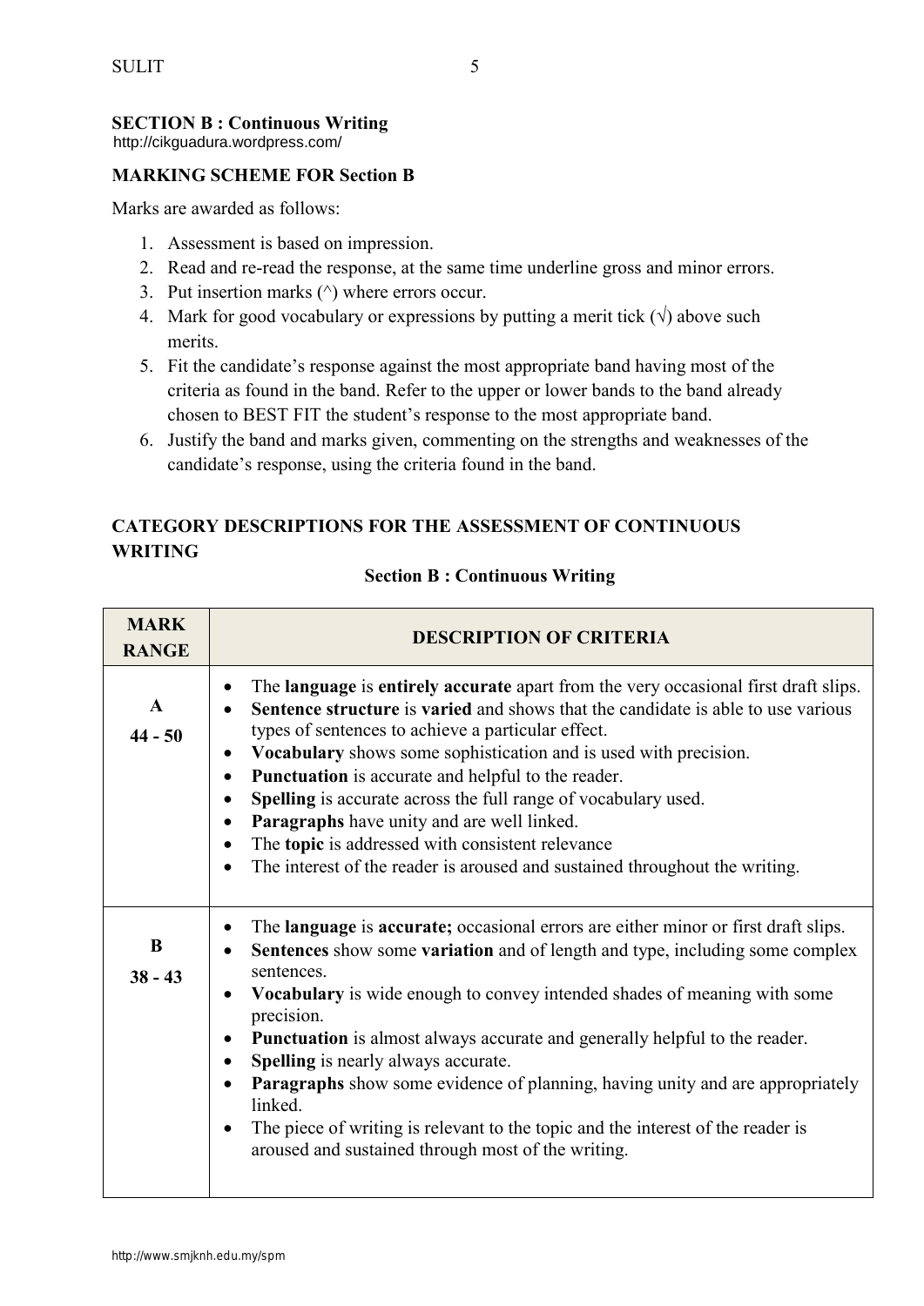**SECTION B : Continuous Writing**

http://cikguadura.wordpress.com/

**MARKING SCHEME FOR Section B**

Marks are awarded as follows:

1. Assessment is based on impression.
2. Read and re-read the response, at the same time underline gross and minor errors.
3. Put insertion marks (^) where errors occur.
4. Mark for good vocabulary or expressions by putting a merit tick (√) above such merits.
5. Fit the candidate's response against the most appropriate band having most of the criteria as found in the band. Refer to the upper or lower bands to the band already chosen to BEST FIT the student's response to the most appropriate band.
6. Justify the band and marks given, commenting on the strengths and weaknesses of the candidate's response, using the criteria found in the band.

**CATEGORY DESCRIPTIONS FOR THE ASSESSMENT OF CONTINUOUS WRITING**

**Section B : Continuous Writing**

| MARK RANGE | DESCRIPTION OF CRITERIA |
|---|---|
| **A**<br>**44 - 50** | • The **language** is **entirely accurate** apart from the very occasional first draft slips.<br>• **Sentence structure** is **varied** and shows that the candidate is able to use various types of sentences to achieve a particular effect.<br>• **Vocabulary** shows some sophistication and is used with precision.<br>• **Punctuation** is accurate and helpful to the reader.<br>• **Spelling** is accurate across the full range of vocabulary used.<br>• **Paragraphs** have unity and are well linked.<br>• The **topic** is addressed with consistent relevance<br>• The interest of the reader is aroused and sustained throughout the writing. |
| **B**<br>**38 - 43** | • The **language** is **accurate;** occasional errors are either minor or first draft slips.<br>• **Sentences** show some **variation** and of length and type, including some complex sentences.<br>• **Vocabulary** is wide enough to convey intended shades of meaning with some precision.<br>• **Punctuation** is almost always accurate and generally helpful to the reader.<br>• **Spelling** is nearly always accurate.<br>• **Paragraphs** show some evidence of planning, having unity and are appropriately linked.<br>• The piece of writing is relevant to the topic and the interest of the reader is aroused and sustained through most of the writing. |

http://www.smjknh.edu.my/spm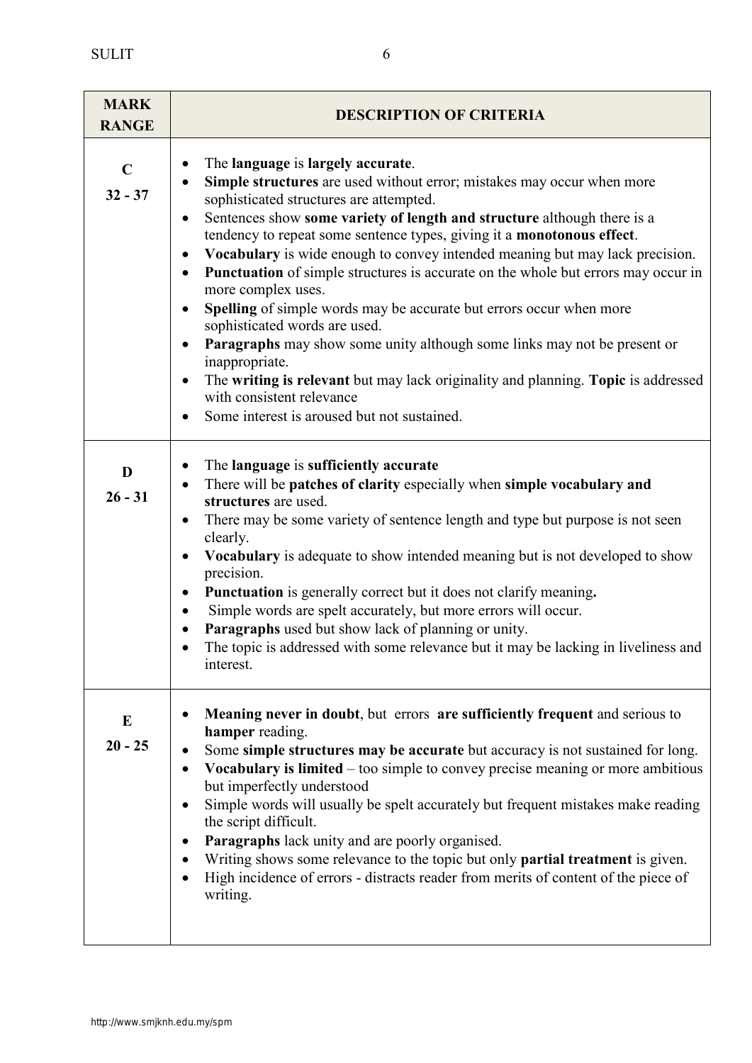| MARK RANGE | DESCRIPTION OF CRITERIA |
|---|---|
| **C** <br> **32 - 37** | • The **language** is **largely accurate**. <br> • **Simple structures** are used without error; mistakes may occur when more sophisticated structures are attempted. <br> • Sentences show **some variety of length and structure** although there is a tendency to repeat some sentence types, giving it a **monotonous effect**. <br> • **Vocabulary** is wide enough to convey intended meaning but may lack precision. <br> • **Punctuation** of simple structures is accurate on the whole but errors may occur in more complex uses. <br> • **Spelling** of simple words may be accurate but errors occur when more sophisticated words are used. <br> • **Paragraphs** may show some unity although some links may not be present or inappropriate. <br> • The **writing is relevant** but may lack originality and planning. **Topic** is addressed with consistent relevance <br> • Some interest is aroused but not sustained. |
| **D** <br> **26 - 31** | • The **language** is **sufficiently accurate** <br> • There will be **patches of clarity** especially when **simple vocabulary and structures** are used. <br> • There may be some variety of sentence length and type but purpose is not seen clearly. <br> • **Vocabulary** is adequate to show intended meaning but is not developed to show precision. <br> • **Punctuation** is generally correct but it does not clarify meaning**.** <br> • Simple words are spelt accurately, but more errors will occur. <br> • **Paragraphs** used but show lack of planning or unity. <br> • The topic is addressed with some relevance but it may be lacking in liveliness and interest. |
| **E** <br> **20 - 25** | • **Meaning never in doubt**, but errors **are sufficiently frequent** and serious to **hamper** reading. <br> • Some **simple structures may be accurate** but accuracy is not sustained for long. <br> • **Vocabulary is limited** – too simple to convey precise meaning or more ambitious but imperfectly understood <br> • Simple words will usually be spelt accurately but frequent mistakes make reading the script difficult. <br> • **Paragraphs** lack unity and are poorly organised. <br> • Writing shows some relevance to the topic but only **partial treatment** is given. <br> • High incidence of errors - distracts reader from merits of content of the piece of writing. |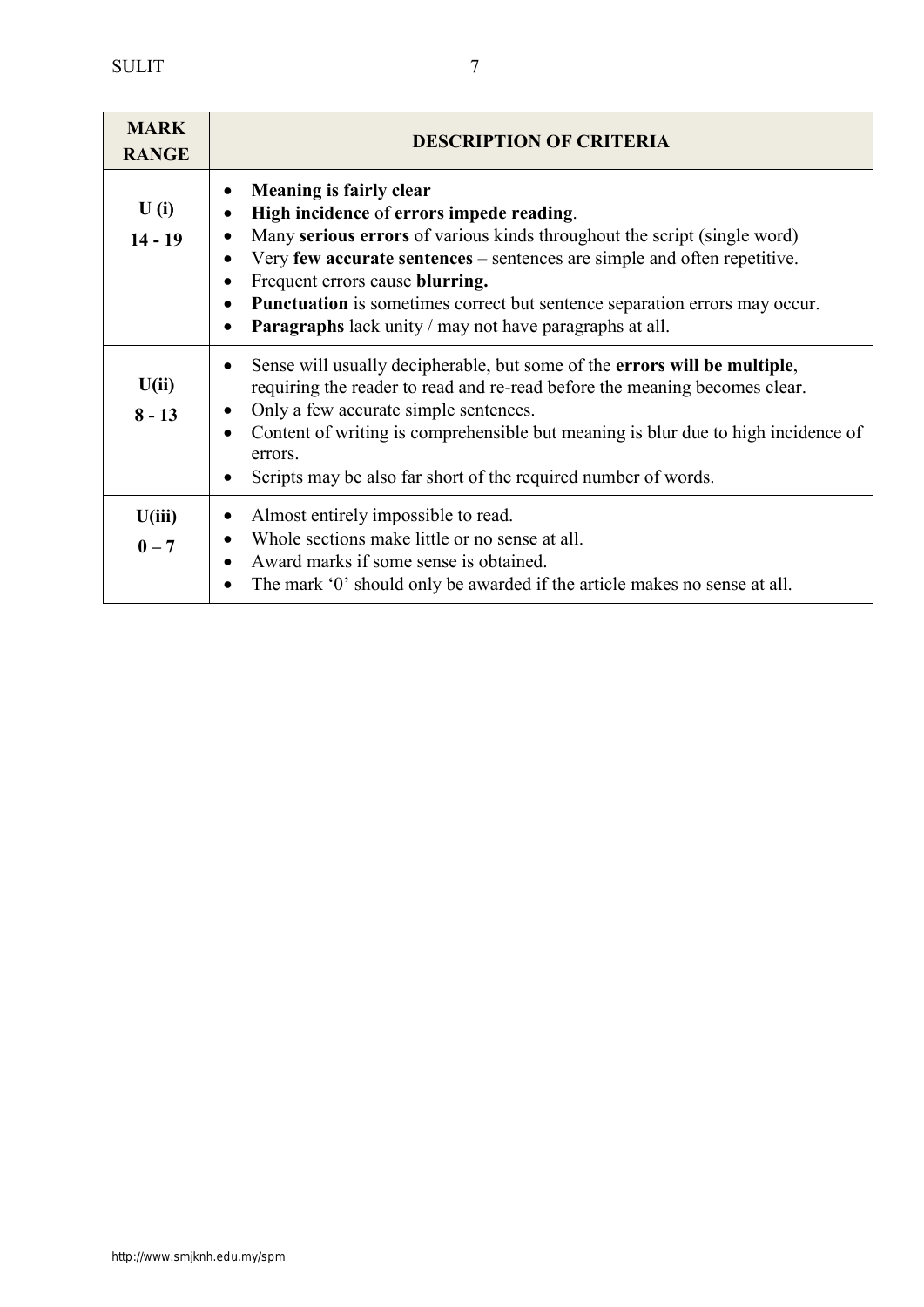| MARK RANGE | DESCRIPTION OF CRITERIA |
|---|---|
| **U (i)**<br>**14 - 19** | • **Meaning is fairly clear**<br>• **High incidence** of **errors impede reading**.<br>• Many **serious errors** of various kinds throughout the script (single word)<br>• Very **few accurate sentences** – sentences are simple and often repetitive.<br>• Frequent errors cause **blurring.**<br>• **Punctuation** is sometimes correct but sentence separation errors may occur.<br>• **Paragraphs** lack unity / may not have paragraphs at all. |
| **U(ii)**<br>**8 - 13** | • Sense will usually decipherable, but some of the **errors will be multiple**, requiring the reader to read and re-read before the meaning becomes clear.<br>• Only a few accurate simple sentences.<br>• Content of writing is comprehensible but meaning is blur due to high incidence of errors.<br>• Scripts may be also far short of the required number of words. |
| **U(iii)**<br>**0 – 7** | • Almost entirely impossible to read.<br>• Whole sections make little or no sense at all.<br>• Award marks if some sense is obtained.<br>• The mark '0' should only be awarded if the article makes no sense at all. |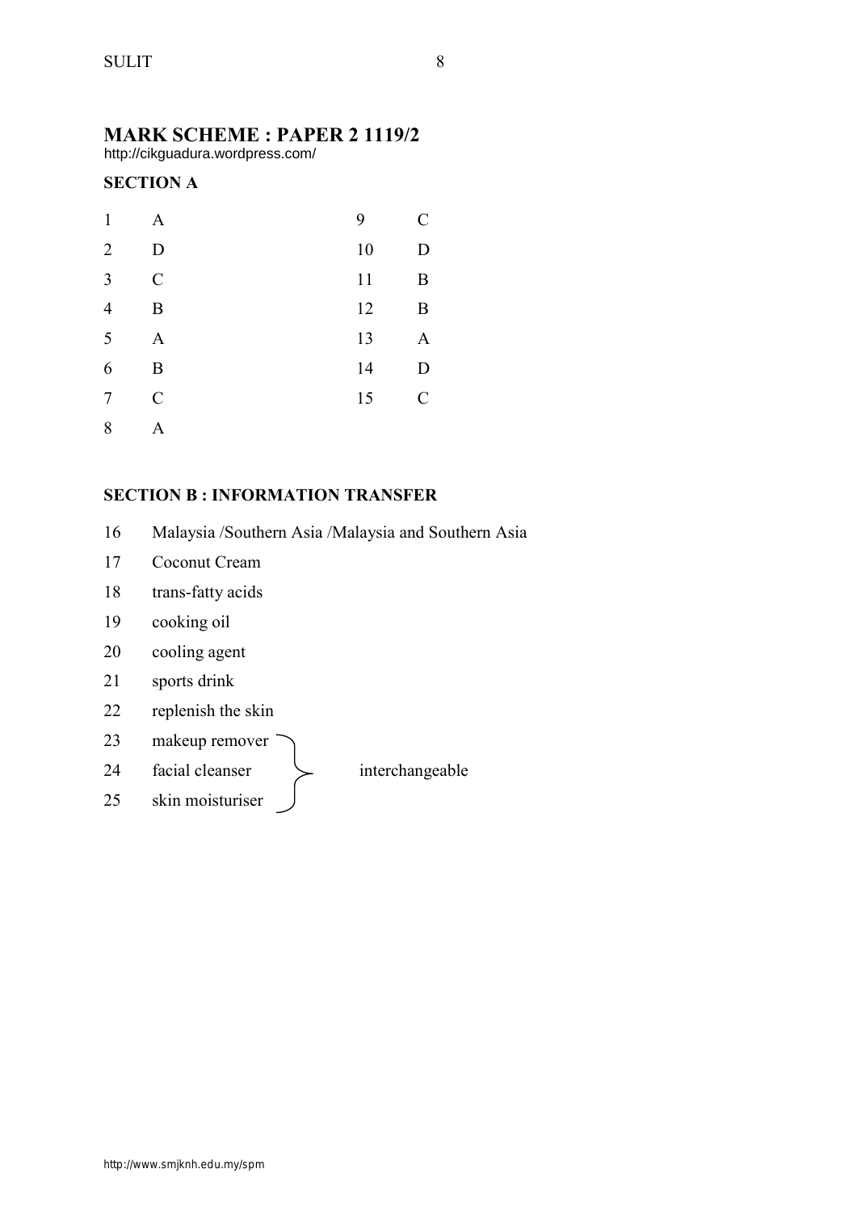# MARK SCHEME : PAPER 2 1119/2

http://cikguadura.wordpress.com/

## SECTION A

| | | | |
|---|---|---|---|
| 1 | A | 9 | C |
| 2 | D | 10 | D |
| 3 | C | 11 | B |
| 4 | B | 12 | B |
| 5 | A | 13 | A |
| 6 | B | 14 | D |
| 7 | C | 15 | C |
| 8 | A | | |

## SECTION B : INFORMATION TRANSFER

16 Malaysia /Southern Asia /Malaysia and Southern Asia

17 Coconut Cream

18 trans-fatty acids

19 cooking oil

20 cooling agent

21 sports drink

22 replenish the skin

23 makeup remover

24 facial cleanser

25 skin moisturiser

(23–25 interchangeable)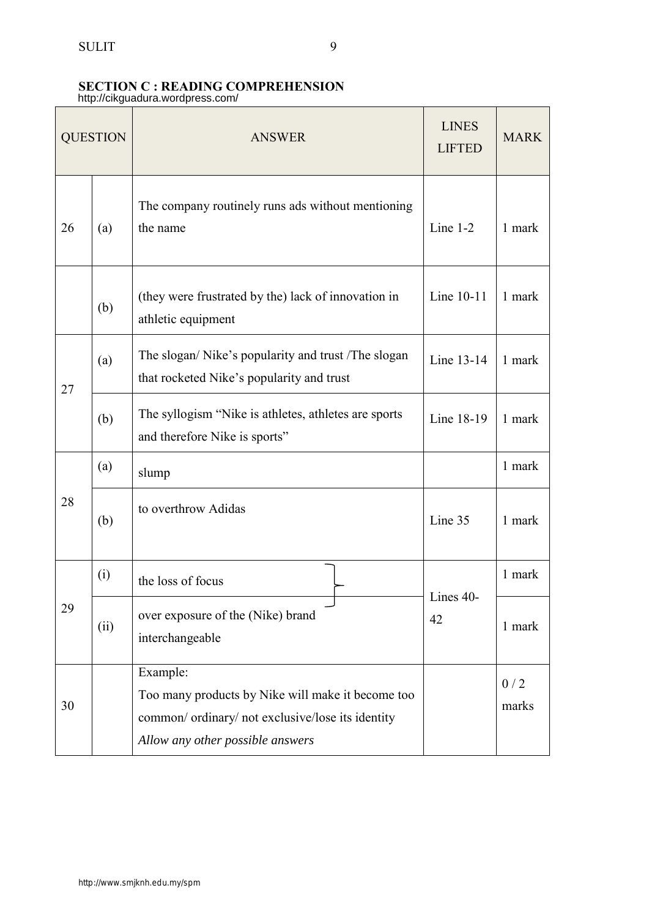**SECTION C : READING COMPREHENSION**

http://cikguadura.wordpress.com/

| QUESTION | | ANSWER | LINES LIFTED | MARK |
|---|---|---|---|---|
| 26 | (a) | The company routinely runs ads without mentioning the name | Line 1-2 | 1 mark |
| | (b) | (they were frustrated by the) lack of innovation in athletic equipment | Line 10-11 | 1 mark |
| 27 | (a) | The slogan/ Nike's popularity and trust /The slogan that rocketed Nike's popularity and trust | Line 13-14 | 1 mark |
| | (b) | The syllogism "Nike is athletes, athletes are sports and therefore Nike is sports" | Line 18-19 | 1 mark |
| 28 | (a) | slump | | 1 mark |
| | (b) | to overthrow Adidas | Line 35 | 1 mark |
| 29 | (i) | the loss of focus | Lines 40-42 | 1 mark |
| | (ii) | over exposure of the (Nike) brand interchangeable | | 1 mark |
| 30 | | Example:<br>Too many products by Nike will make it become too common/ ordinary/ not exclusive/lose its identity<br>*Allow any other possible answers* | | 0 / 2 marks |

http://www.smjknh.edu.my/spm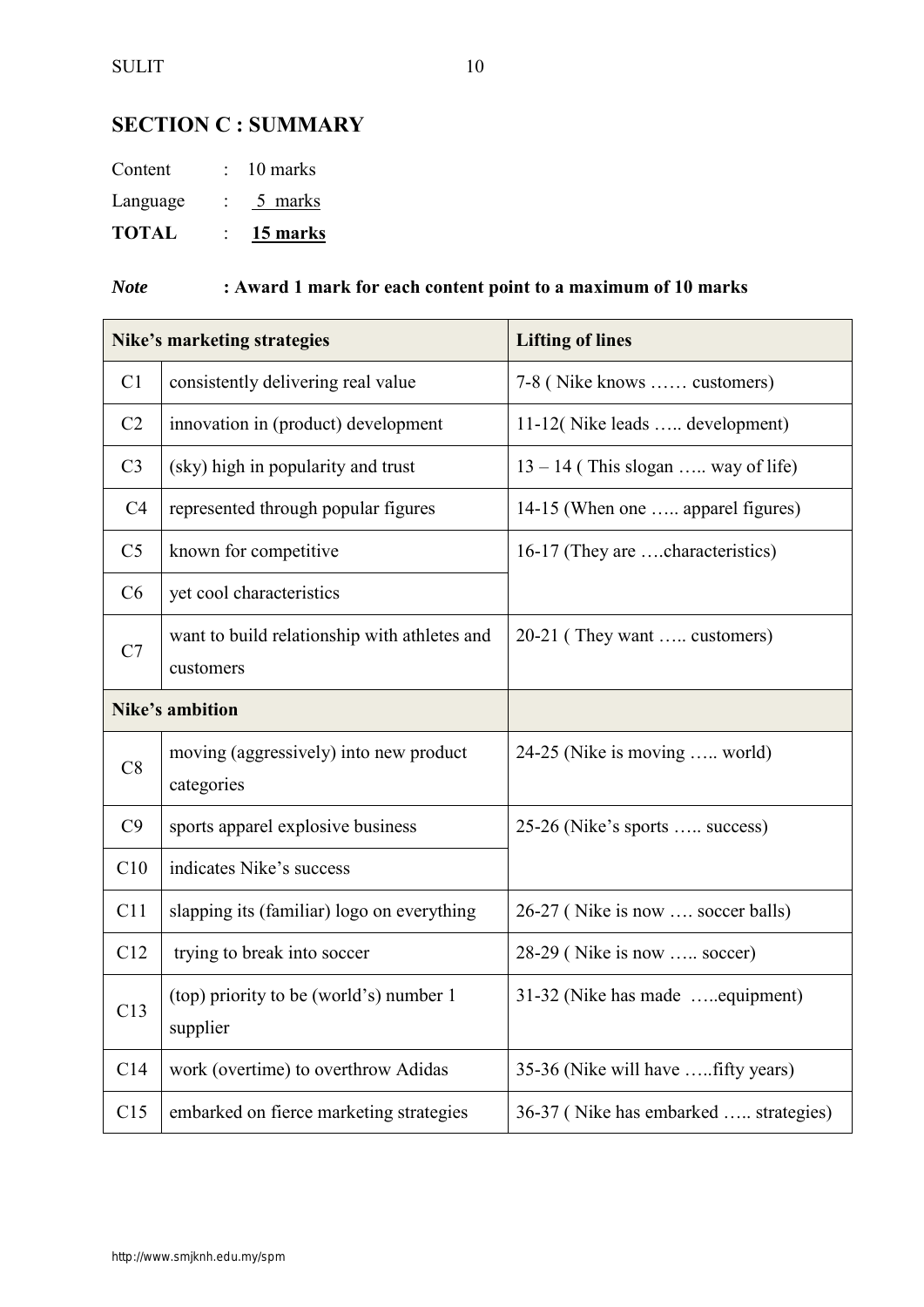## SECTION C : SUMMARY

Content : 10 marks

Language : 5 marks

**TOTAL : 15 marks**

***Note*** **: Award 1 mark for each content point to a maximum of 10 marks**

| **Nike's marketing strategies** | | **Lifting of lines** |
|---|---|---|
| C1 | consistently delivering real value | 7-8 ( Nike knows …… customers) |
| C2 | innovation in (product) development | 11-12( Nike leads ….. development) |
| C3 | (sky) high in popularity and trust | 13 – 14 ( This slogan ….. way of life) |
| C4 | represented through popular figures | 14-15 (When one ….. apparel figures) |
| C5 | known for competitive | 16-17 (They are ….characteristics) |
| C6 | yet cool characteristics | |
| C7 | want to build relationship with athletes and customers | 20-21 ( They want ….. customers) |
| **Nike's ambition** | | |
| C8 | moving (aggressively) into new product categories | 24-25 (Nike is moving ….. world) |
| C9 | sports apparel explosive business | 25-26 (Nike's sports ….. success) |
| C10 | indicates Nike's success | |
| C11 | slapping its (familiar) logo on everything | 26-27 ( Nike is now …. soccer balls) |
| C12 | trying to break into soccer | 28-29 ( Nike is now ….. soccer) |
| C13 | (top) priority to be (world's) number 1 supplier | 31-32 (Nike has made …..equipment) |
| C14 | work (overtime) to overthrow Adidas | 35-36 (Nike will have …..fifty years) |
| C15 | embarked on fierce marketing strategies | 36-37 ( Nike has embarked ….. strategies) |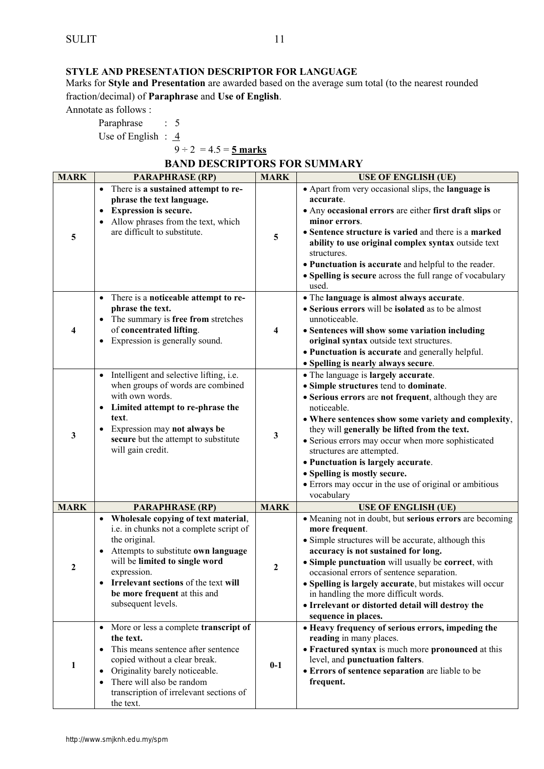**STYLE AND PRESENTATION DESCRIPTOR FOR LANGUAGE**

Marks for **Style and Presentation** are awarded based on the average sum total (to the nearest rounded fraction/decimal) of **Paraphrase** and **Use of English**.

Annotate as follows :

Paraphrase : 5

Use of English : 4

$9 \div 2 = 4.5 =$ **5 marks**

## BAND DESCRIPTORS FOR SUMMARY

| MARK | PARAPHRASE (RP) | MARK | USE OF ENGLISH (UE) |
|---|---|---|---|
| 5 | • There is **a sustained attempt to re-phrase the text language.**<br>• **Expression is secure.**<br>• Allow phrases from the text, which are difficult to substitute. | 5 | • Apart from very occasional slips, the **language is accurate**.<br>• Any **occasional errors** are either **first draft slips** or **minor errors**.<br>• **Sentence structure is varied** and there is a **marked ability to use original complex syntax** outside text structures.<br>• **Punctuation is accurate** and helpful to the reader.<br>• **Spelling is secure** across the full range of vocabulary used. |
| 4 | • There is a **noticeable attempt to re-phrase the text.**<br>• The summary is **free from** stretches of **concentrated lifting**.<br>• Expression is generally sound. | 4 | • The **language is almost always accurate**.<br>• **Serious errors** will be **isolated** as to be almost unnoticeable.<br>• **Sentences will show some variation including original syntax** outside text structures.<br>• **Punctuation is accurate** and generally helpful.<br>• **Spelling is nearly always secure**. |
| 3 | • Intelligent and selective lifting, i.e. when groups of words are combined with own words.<br>• **Limited attempt to re-phrase the text**.<br>• Expression may **not always be secure** but the attempt to substitute will gain credit. | 3 | • The language is **largely accurate**.<br>• **Simple structures** tend to **dominate**.<br>• **Serious errors** are **not frequent**, although they are noticeable.<br>• **Where sentences show some variety and complexity**, they will **generally be lifted from the text.**<br>• Serious errors may occur when more sophisticated structures are attempted.<br>• **Punctuation is largely accurate**.<br>• **Spelling is mostly secure.**<br>• Errors may occur in the use of original or ambitious vocabulary |
| 2 | • **Wholesale copying of text material**, i.e. in chunks not a complete script of the original.<br>• Attempts to substitute **own language** will be **limited to single word** expression.<br>• **Irrelevant sections** of the text **will be more frequent** at this and subsequent levels. | 2 | • Meaning not in doubt, but **serious errors** are becoming **more frequent**.<br>• Simple structures will be accurate, although this **accuracy is not sustained for long.**<br>• **Simple punctuation** will usually be **correct**, with occasional errors of sentence separation.<br>• **Spelling is largely accurate**, but mistakes will occur in handling the more difficult words.<br>• **Irrelevant or distorted detail will destroy the sequence in places.** |
| 1 | • More or less a complete **transcript of the text.**<br>• This means sentence after sentence copied without a clear break.<br>• Originality barely noticeable.<br>• There will also be random transcription of irrelevant sections of the text. | 0-1 | • **Heavy frequency of serious errors, impeding the reading** in many places.<br>• **Fractured syntax** is much more **pronounced** at this level, and **punctuation falters**.<br>• **Errors of sentence separation** are liable to be **frequent.** |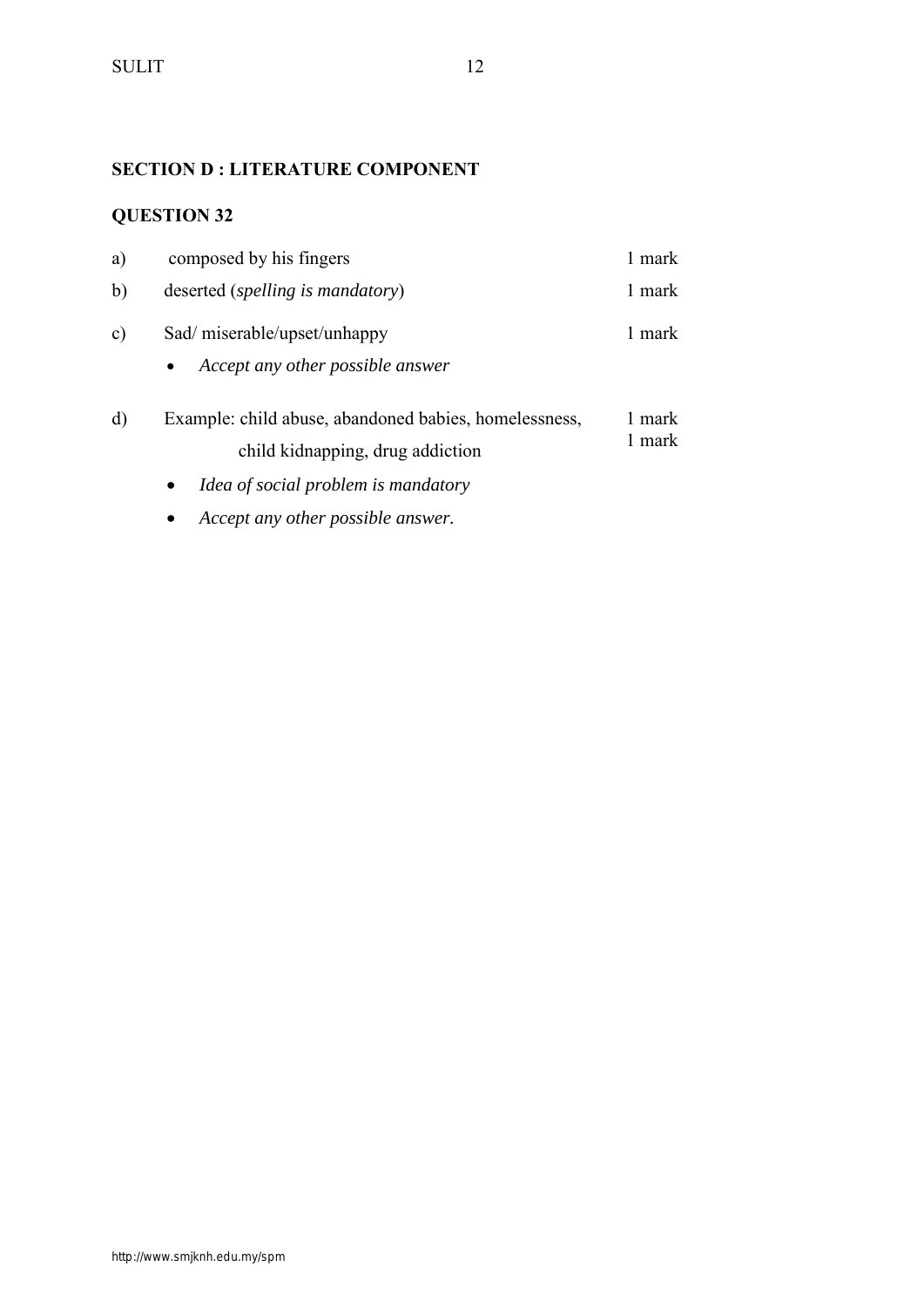## SECTION D : LITERATURE COMPONENT

### QUESTION 32

a) composed by his fingers — 1 mark

b) deserted (*spelling is mandatory*) — 1 mark

c) Sad/ miserable/upset/unhappy — 1 mark

- *Accept any other possible answer*

d) Example: child abuse, abandoned babies, homelessness, child kidnapping, drug addiction — 1 mark, 1 mark

- *Idea of social problem is mandatory*
- *Accept any other possible answer.*

http://www.smjknh.edu.my/spm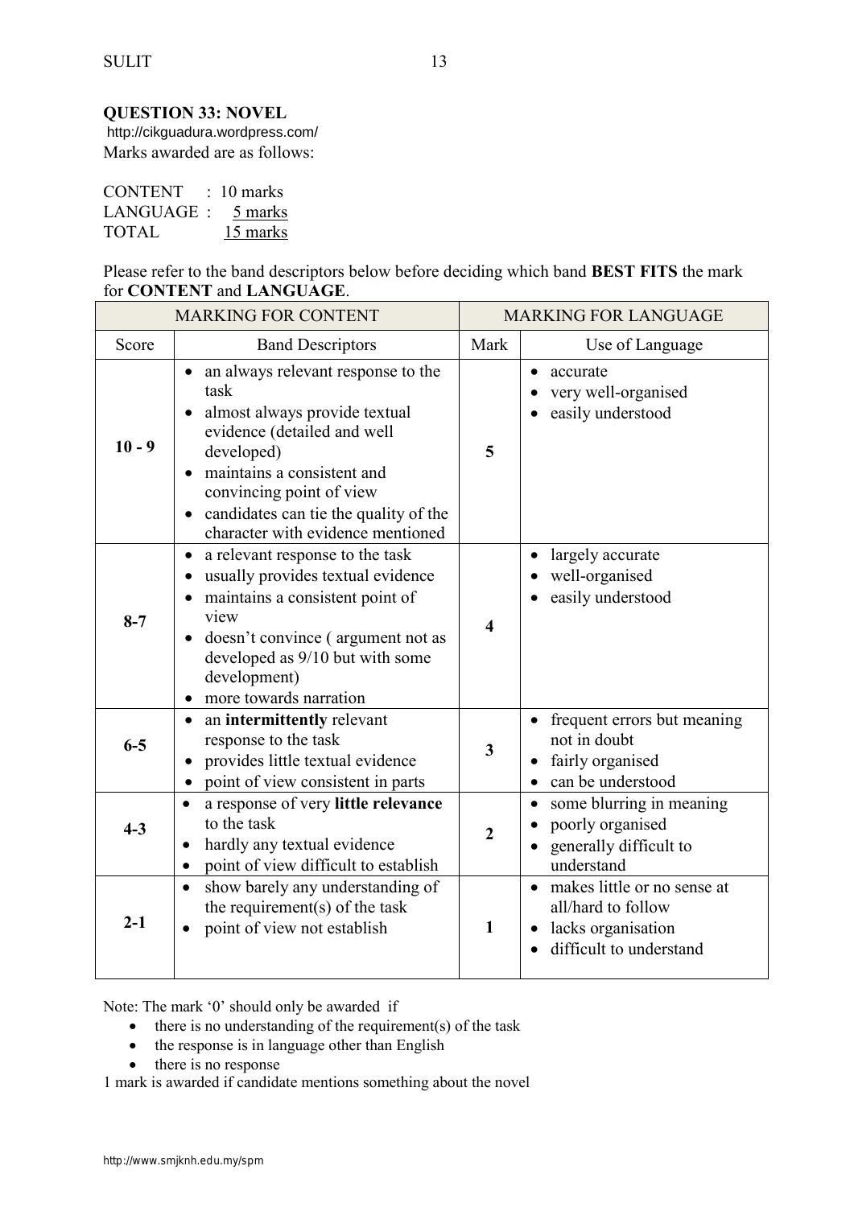**QUESTION 33: NOVEL**

http://cikguadura.wordpress.com/

Marks awarded are as follows:

CONTENT : 10 marks
LANGUAGE : 5 marks
TOTAL 15 marks

Please refer to the band descriptors below before deciding which band **BEST FITS** the mark for **CONTENT** and **LANGUAGE**.

| MARKING FOR CONTENT | | MARKING FOR LANGUAGE | |
|---|---|---|---|
| Score | Band Descriptors | Mark | Use of Language |
| **10 - 9** | • an always relevant response to the task<br>• almost always provide textual evidence (detailed and well developed)<br>• maintains a consistent and convincing point of view<br>• candidates can tie the quality of the character with evidence mentioned | **5** | • accurate<br>• very well-organised<br>• easily understood |
| **8-7** | • a relevant response to the task<br>• usually provides textual evidence<br>• maintains a consistent point of view<br>• doesn't convince ( argument not as developed as 9/10 but with some development)<br>• more towards narration | **4** | • largely accurate<br>• well-organised<br>• easily understood |
| **6-5** | • an **intermittently** relevant response to the task<br>• provides little textual evidence<br>• point of view consistent in parts | **3** | • frequent errors but meaning not in doubt<br>• fairly organised<br>• can be understood |
| **4-3** | • a response of very **little relevance** to the task<br>• hardly any textual evidence<br>• point of view difficult to establish | **2** | • some blurring in meaning<br>• poorly organised<br>• generally difficult to understand |
| **2-1** | • show barely any understanding of the requirement(s) of the task<br>• point of view not establish | **1** | • makes little or no sense at all/hard to follow<br>• lacks organisation<br>• difficult to understand |

Note: The mark '0' should only be awarded if

- there is no understanding of the requirement(s) of the task
- the response is in language other than English
- there is no response

1 mark is awarded if candidate mentions something about the novel

http://www.smjknh.edu.my/spm